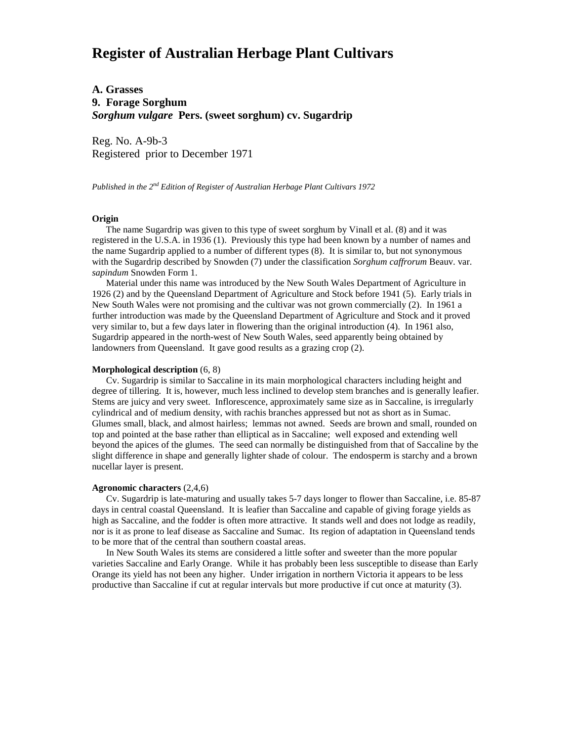# Register of Australian Herbage Plant Cultivars

## A. Grasses

## 9. Forage Sorghum

## *Sorghum vulgare* Pers. (sweet sorghum) cv. Sugardrip

Reg. No. A-9b-3
Registered prior to December 1971

*Published in the 2nd Edition of Register of Australian Herbage Plant Cultivars 1972*

**Origin**

The name Sugardrip was given to this type of sweet sorghum by Vinall et al. (8) and it was registered in the U.S.A. in 1936 (1). Previously this type had been known by a number of names and the name Sugardrip applied to a number of different types (8). It is similar to, but not synonymous with the Sugardrip described by Snowden (7) under the classification *Sorghum caffrorum* Beauv. var. *sapindum* Snowden Form 1.

Material under this name was introduced by the New South Wales Department of Agriculture in 1926 (2) and by the Queensland Department of Agriculture and Stock before 1941 (5). Early trials in New South Wales were not promising and the cultivar was not grown commercially (2). In 1961 a further introduction was made by the Queensland Department of Agriculture and Stock and it proved very similar to, but a few days later in flowering than the original introduction (4). In 1961 also, Sugardrip appeared in the north-west of New South Wales, seed apparently being obtained by landowners from Queensland. It gave good results as a grazing crop (2).

**Morphological description** (6, 8)

Cv. Sugardrip is similar to Saccaline in its main morphological characters including height and degree of tillering. It is, however, much less inclined to develop stem branches and is generally leafier. Stems are juicy and very sweet. Inflorescence, approximately same size as in Saccaline, is irregularly cylindrical and of medium density, with rachis branches appressed but not as short as in Sumac. Glumes small, black, and almost hairless; lemmas not awned. Seeds are brown and small, rounded on top and pointed at the base rather than elliptical as in Saccaline; well exposed and extending well beyond the apices of the glumes. The seed can normally be distinguished from that of Saccaline by the slight difference in shape and generally lighter shade of colour. The endosperm is starchy and a brown nucellar layer is present.

**Agronomic characters** (2,4,6)

Cv. Sugardrip is late-maturing and usually takes 5-7 days longer to flower than Saccaline, i.e. 85-87 days in central coastal Queensland. It is leafier than Saccaline and capable of giving forage yields as high as Saccaline, and the fodder is often more attractive. It stands well and does not lodge as readily, nor is it as prone to leaf disease as Saccaline and Sumac. Its region of adaptation in Queensland tends to be more that of the central than southern coastal areas.

In New South Wales its stems are considered a little softer and sweeter than the more popular varieties Saccaline and Early Orange. While it has probably been less susceptible to disease than Early Orange its yield has not been any higher. Under irrigation in northern Victoria it appears to be less productive than Saccaline if cut at regular intervals but more productive if cut once at maturity (3).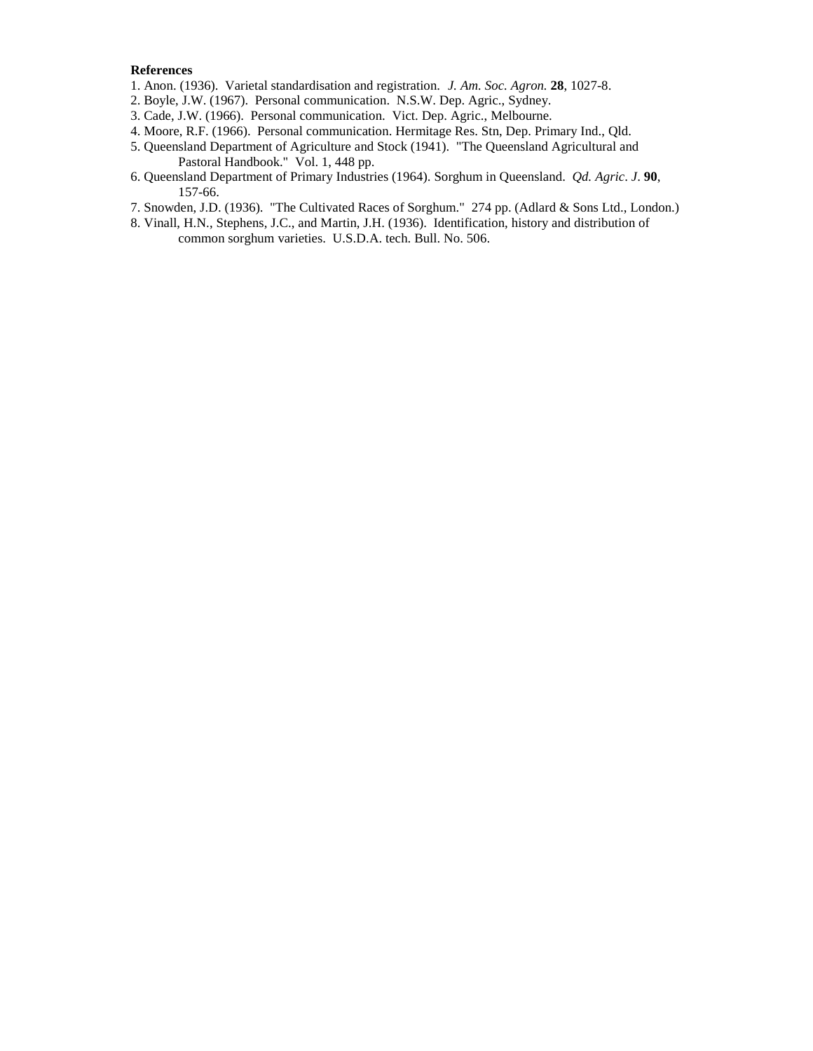**References**

1. Anon. (1936). Varietal standardisation and registration. *J. Am. Soc. Agron.* **28**, 1027-8.
2. Boyle, J.W. (1967). Personal communication. N.S.W. Dep. Agric., Sydney.
3. Cade, J.W. (1966). Personal communication. Vict. Dep. Agric., Melbourne.
4. Moore, R.F. (1966). Personal communication. Hermitage Res. Stn, Dep. Primary Ind., Qld.
5. Queensland Department of Agriculture and Stock (1941). "The Queensland Agricultural and Pastoral Handbook." Vol. 1, 448 pp.
6. Queensland Department of Primary Industries (1964). Sorghum in Queensland. *Qd. Agric. J.* **90**, 157-66.
7. Snowden, J.D. (1936). "The Cultivated Races of Sorghum." 274 pp. (Adlard & Sons Ltd., London.)
8. Vinall, H.N., Stephens, J.C., and Martin, J.H. (1936). Identification, history and distribution of common sorghum varieties. U.S.D.A. tech. Bull. No. 506.